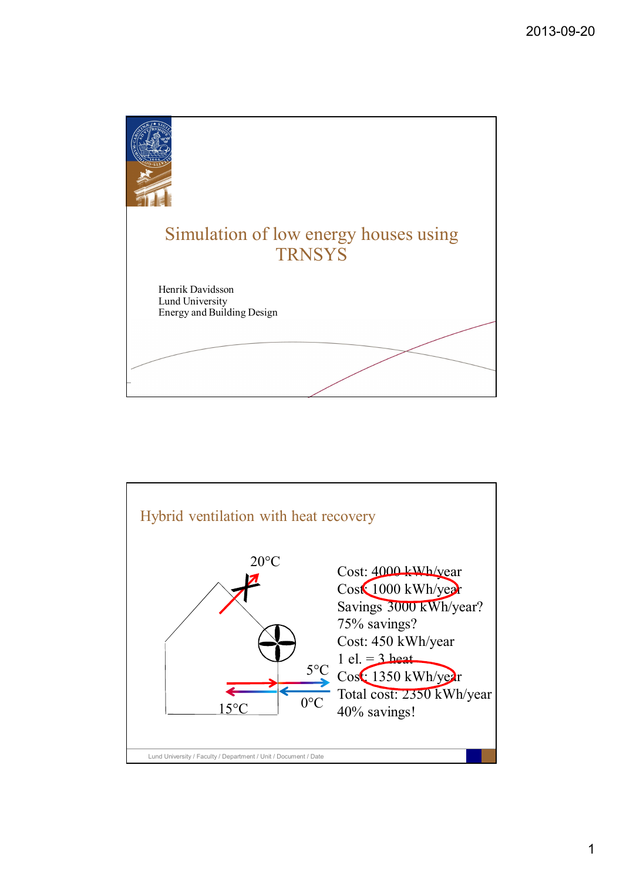# Simulation of low energy houses using TRNSYS

Henrik Davidsson
Lund University
Energy and Building Design

## Hybrid ventilation with heat recovery

20°C

5°C

0°C

15°C

Cost: 4000 kWh/year

Cost: 1000 kWh/year

Savings 3000 kWh/year?

75% savings?

Cost: 450 kWh/year

1 el. = 3 heat

Cost: 1350 kWh/year

Total cost: 2350 kWh/year

40% savings!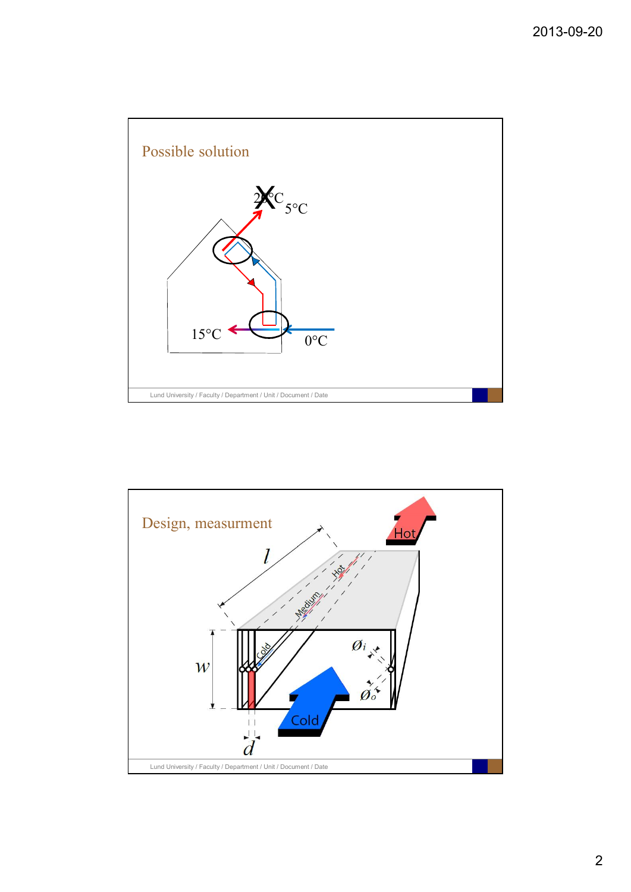## Possible solution

20°C (crossed out) 5°C

15°C

0°C

## Design, measurment

$l$

$w$

$d$

$Ø_i$

$Ø_o$

Hot

Medium

Cold

Hot

Cold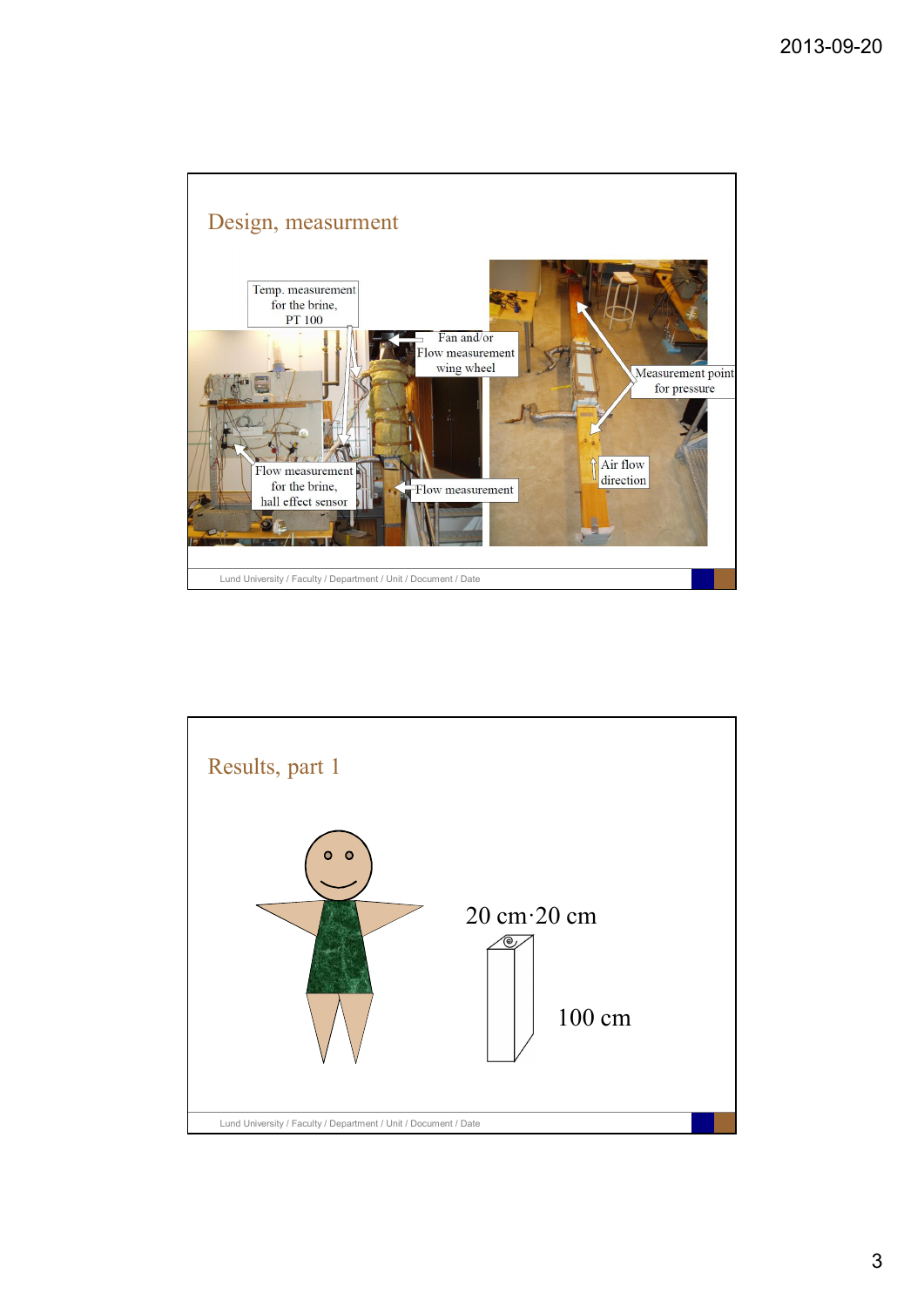## Design, measurment

Temp. measurement for the brine, PT 100

Fan and/or Flow measurement wing wheel

Measurement point for pressure

Air flow direction

Flow measurement for the brine, hall effect sensor

Flow measurement

## Results, part 1

20 cm·20 cm

100 cm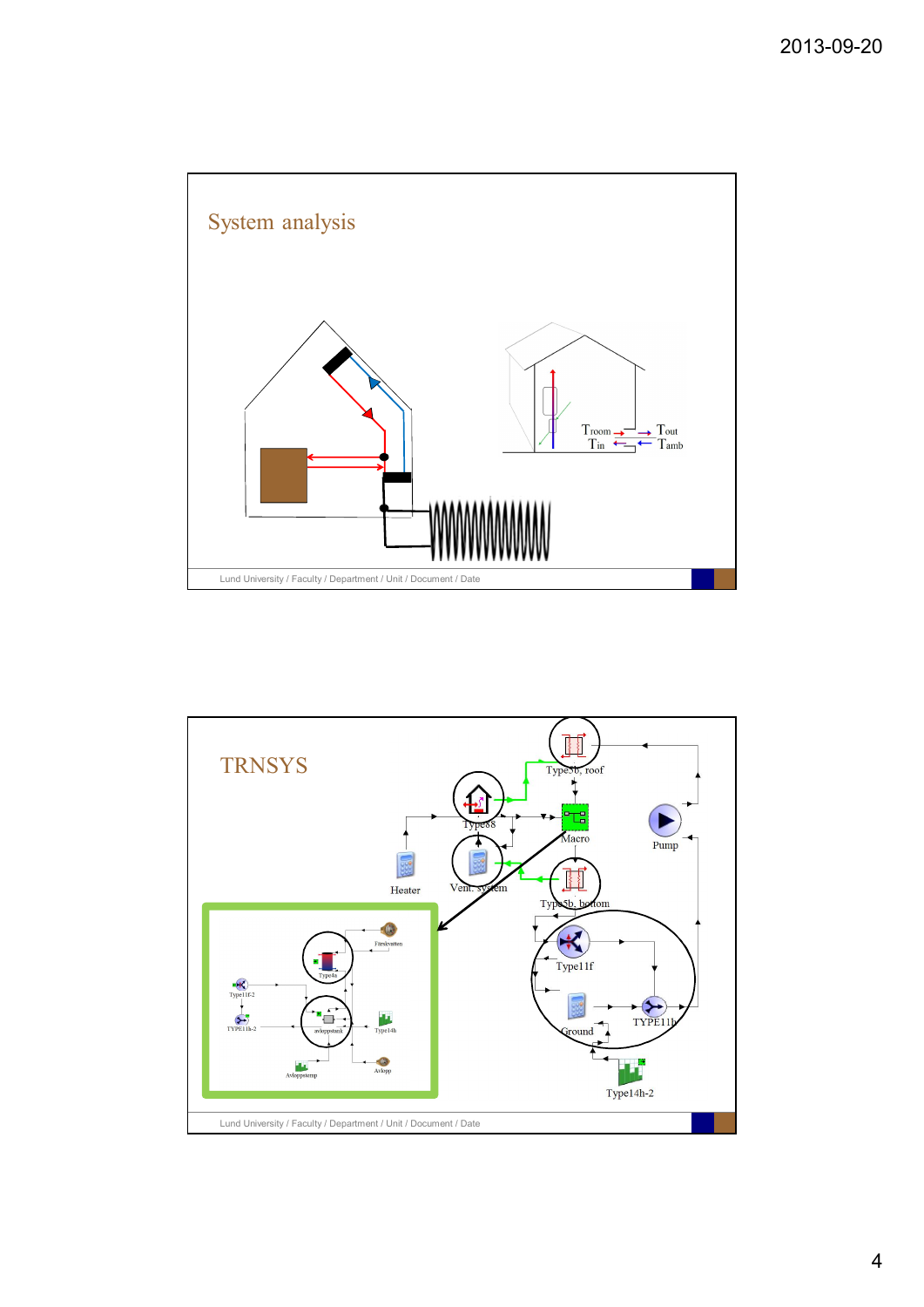## System analysis

$T_{room}$ $T_{out}$

$T_{in}$ $T_{amb}$

## TRNSYS

Type56, roof

Type88

Macro

Pump

Heater

Vent. system

Type56, bottom

Type11f

Ground

TYPE11h

Type14h-2

Färskvatten

Type4a

Type11f-2

TYPE11h-2

avloppstank

Type14h

Avloppstemp

Avlopp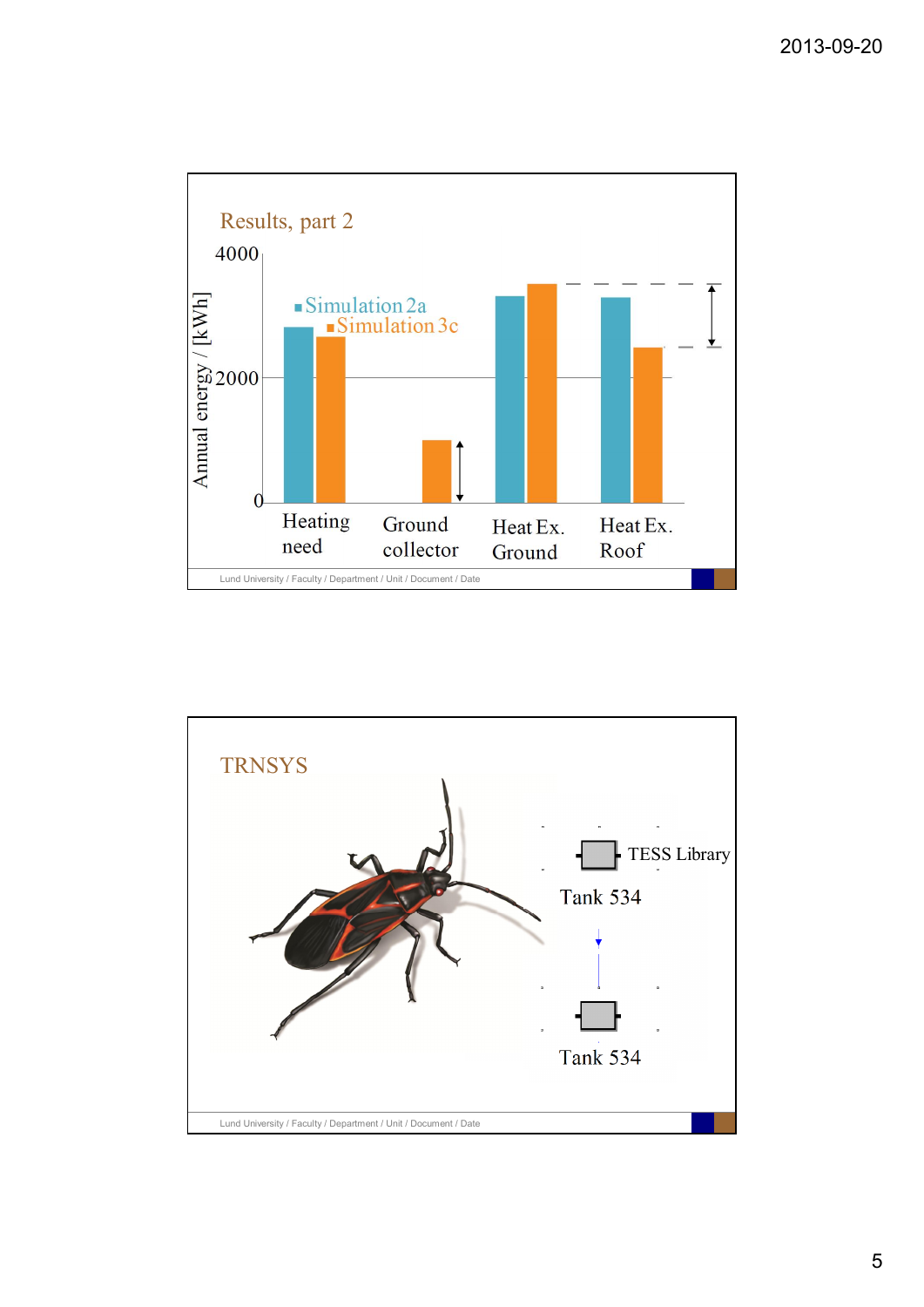## Results, part 2

Annual energy / [kWh]

- Simulation 2a
- Simulation 3c

4000

2000

0

Heating need | Ground collector | Heat Ex. Ground | Heat Ex. Roof

## TRNSYS

TESS Library

Tank 534

Tank 534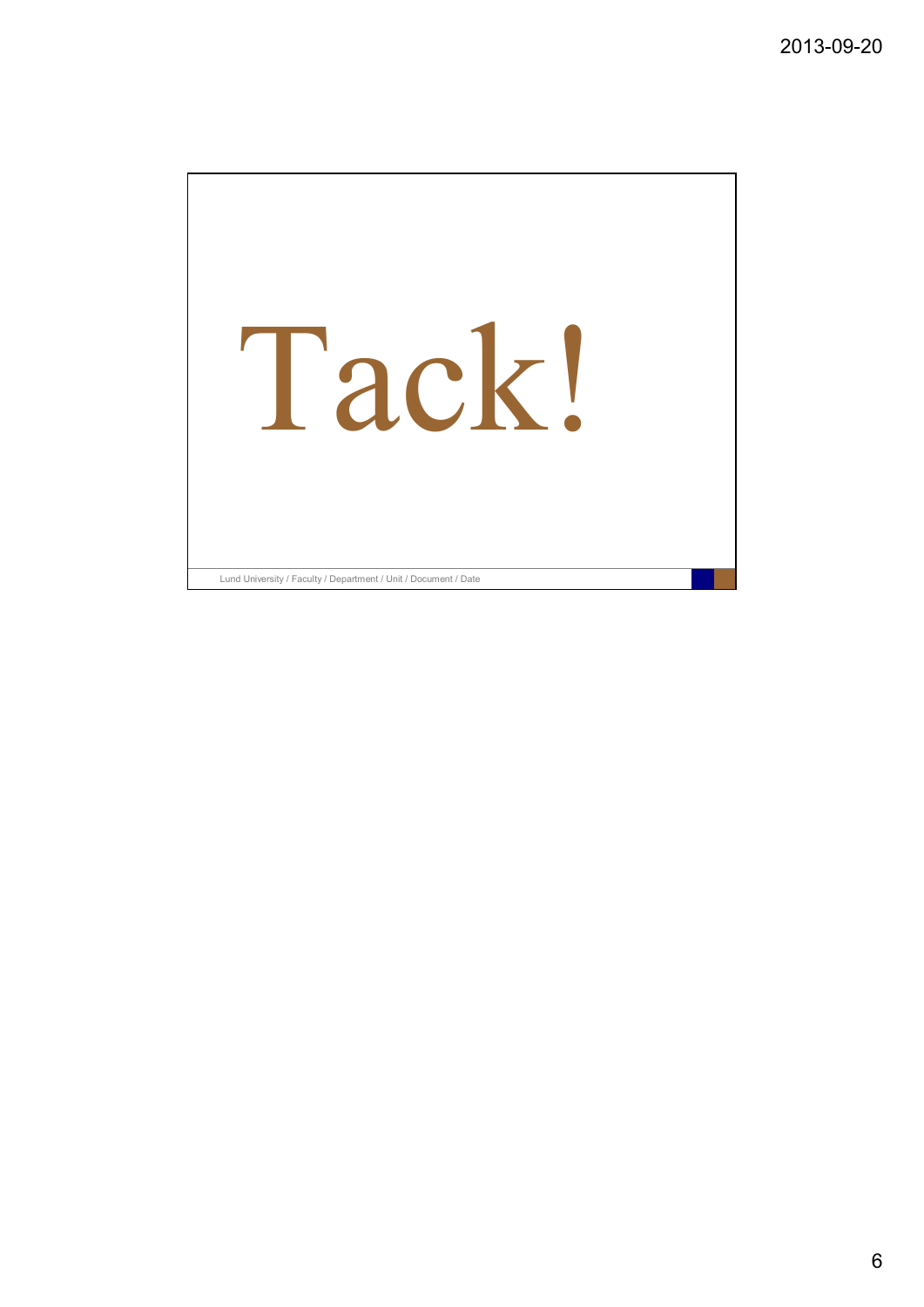# Tack!

Lund University / Faculty / Department / Unit / Document / Date